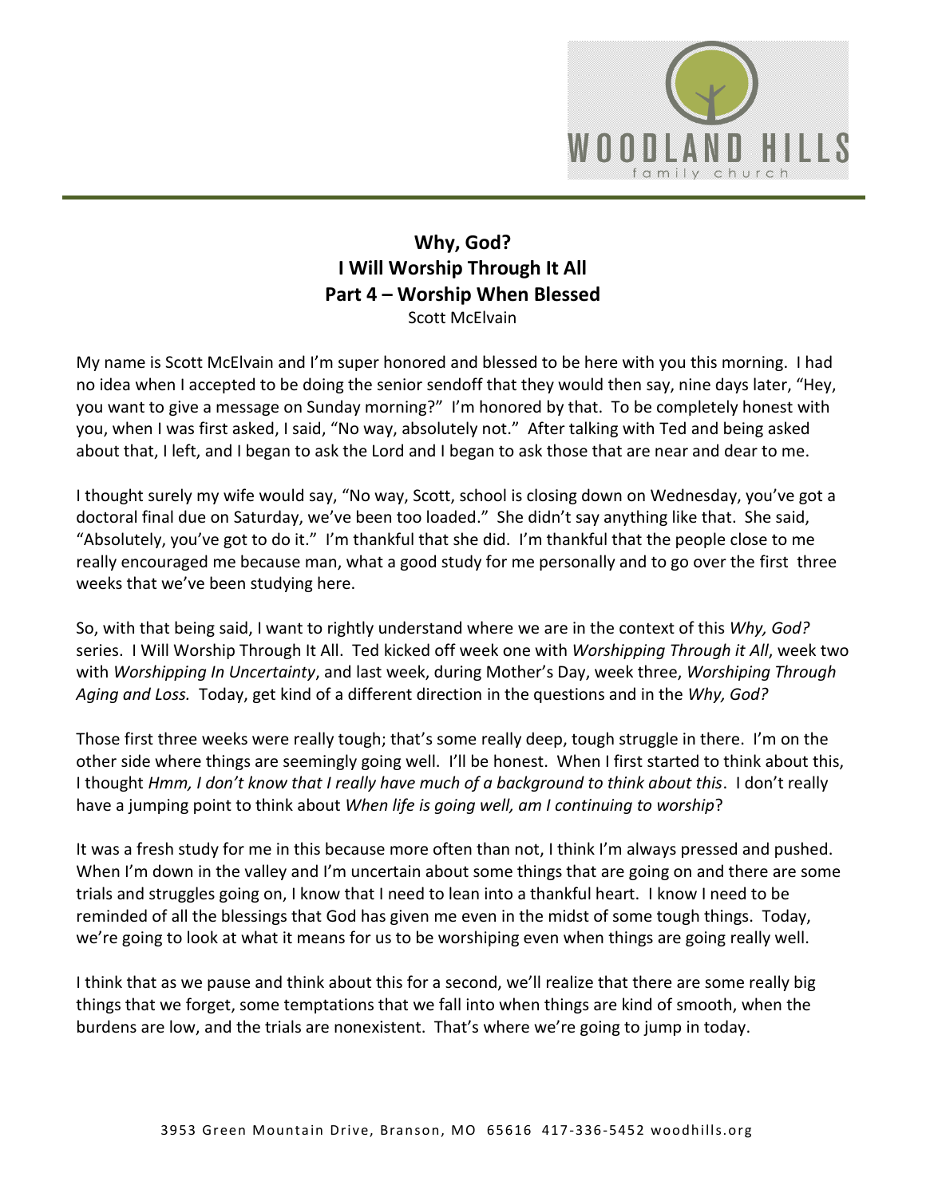# Why, God?
## I Will Worship Through It All
## Part 4 – Worship When Blessed
Scott McElvain

My name is Scott McElvain and I'm super honored and blessed to be here with you this morning. I had no idea when I accepted to be doing the senior sendoff that they would then say, nine days later, "Hey, you want to give a message on Sunday morning?" I'm honored by that. To be completely honest with you, when I was first asked, I said, "No way, absolutely not." After talking with Ted and being asked about that, I left, and I began to ask the Lord and I began to ask those that are near and dear to me.

I thought surely my wife would say, "No way, Scott, school is closing down on Wednesday, you've got a doctoral final due on Saturday, we've been too loaded." She didn't say anything like that. She said, "Absolutely, you've got to do it." I'm thankful that she did. I'm thankful that the people close to me really encouraged me because man, what a good study for me personally and to go over the first three weeks that we've been studying here.

So, with that being said, I want to rightly understand where we are in the context of this *Why, God?* series. I Will Worship Through It All. Ted kicked off week one with *Worshipping Through it All*, week two with *Worshipping In Uncertainty*, and last week, during Mother's Day, week three, *Worshiping Through Aging and Loss.* Today, get kind of a different direction in the questions and in the *Why, God?*

Those first three weeks were really tough; that's some really deep, tough struggle in there. I'm on the other side where things are seemingly going well. I'll be honest. When I first started to think about this, I thought *Hmm, I don't know that I really have much of a background to think about this*. I don't really have a jumping point to think about *When life is going well, am I continuing to worship*?

It was a fresh study for me in this because more often than not, I think I'm always pressed and pushed. When I'm down in the valley and I'm uncertain about some things that are going on and there are some trials and struggles going on, I know that I need to lean into a thankful heart. I know I need to be reminded of all the blessings that God has given me even in the midst of some tough things. Today, we're going to look at what it means for us to be worshiping even when things are going really well.

I think that as we pause and think about this for a second, we'll realize that there are some really big things that we forget, some temptations that we fall into when things are kind of smooth, when the burdens are low, and the trials are nonexistent. That's where we're going to jump in today.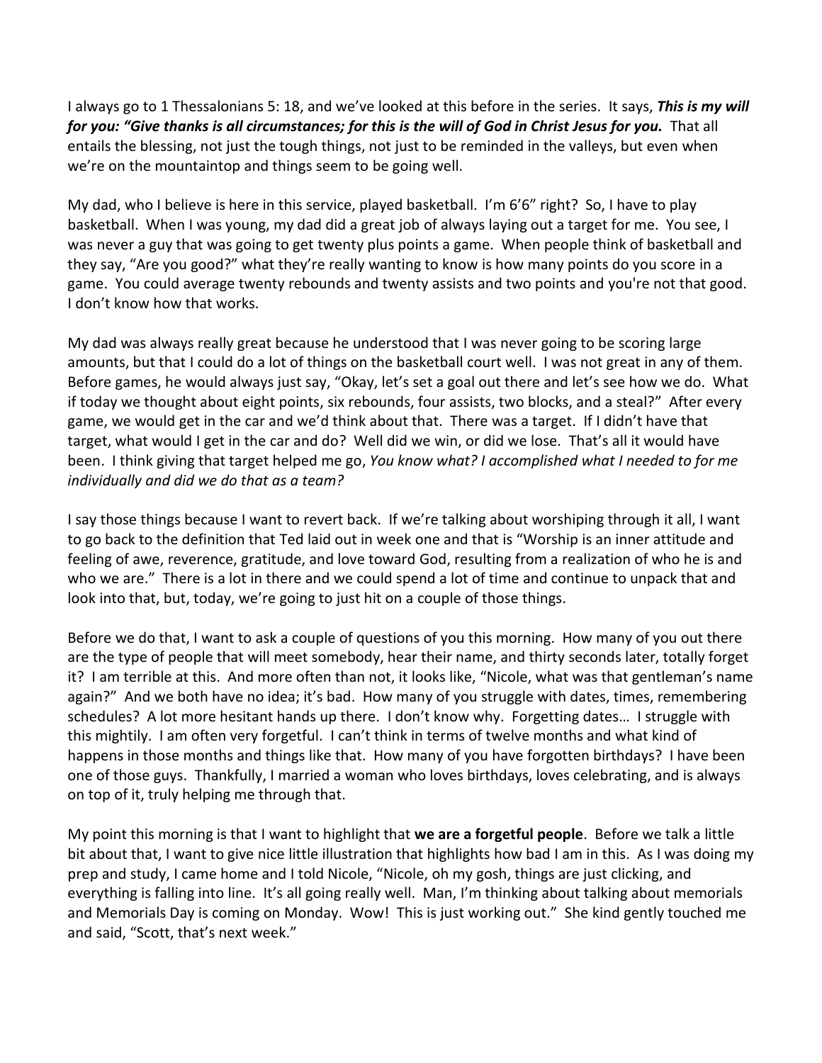I always go to 1 Thessalonians 5: 18, and we've looked at this before in the series. It says, ***This is my will for you: "Give thanks is all circumstances; for this is the will of God in Christ Jesus for you.*** That all entails the blessing, not just the tough things, not just to be reminded in the valleys, but even when we're on the mountaintop and things seem to be going well.

My dad, who I believe is here in this service, played basketball. I'm 6'6" right? So, I have to play basketball. When I was young, my dad did a great job of always laying out a target for me. You see, I was never a guy that was going to get twenty plus points a game. When people think of basketball and they say, "Are you good?" what they're really wanting to know is how many points do you score in a game. You could average twenty rebounds and twenty assists and two points and you're not that good. I don't know how that works.

My dad was always really great because he understood that I was never going to be scoring large amounts, but that I could do a lot of things on the basketball court well. I was not great in any of them. Before games, he would always just say, "Okay, let's set a goal out there and let's see how we do. What if today we thought about eight points, six rebounds, four assists, two blocks, and a steal?" After every game, we would get in the car and we'd think about that. There was a target. If I didn't have that target, what would I get in the car and do? Well did we win, or did we lose. That's all it would have been. I think giving that target helped me go, *You know what? I accomplished what I needed to for me individually and did we do that as a team?*

I say those things because I want to revert back. If we're talking about worshiping through it all, I want to go back to the definition that Ted laid out in week one and that is "Worship is an inner attitude and feeling of awe, reverence, gratitude, and love toward God, resulting from a realization of who he is and who we are." There is a lot in there and we could spend a lot of time and continue to unpack that and look into that, but, today, we're going to just hit on a couple of those things.

Before we do that, I want to ask a couple of questions of you this morning. How many of you out there are the type of people that will meet somebody, hear their name, and thirty seconds later, totally forget it? I am terrible at this. And more often than not, it looks like, "Nicole, what was that gentleman's name again?" And we both have no idea; it's bad. How many of you struggle with dates, times, remembering schedules? A lot more hesitant hands up there. I don't know why. Forgetting dates… I struggle with this mightily. I am often very forgetful. I can't think in terms of twelve months and what kind of happens in those months and things like that. How many of you have forgotten birthdays? I have been one of those guys. Thankfully, I married a woman who loves birthdays, loves celebrating, and is always on top of it, truly helping me through that.

My point this morning is that I want to highlight that **we are a forgetful people**. Before we talk a little bit about that, I want to give nice little illustration that highlights how bad I am in this. As I was doing my prep and study, I came home and I told Nicole, "Nicole, oh my gosh, things are just clicking, and everything is falling into line. It's all going really well. Man, I'm thinking about talking about memorials and Memorials Day is coming on Monday. Wow! This is just working out." She kind gently touched me and said, "Scott, that's next week."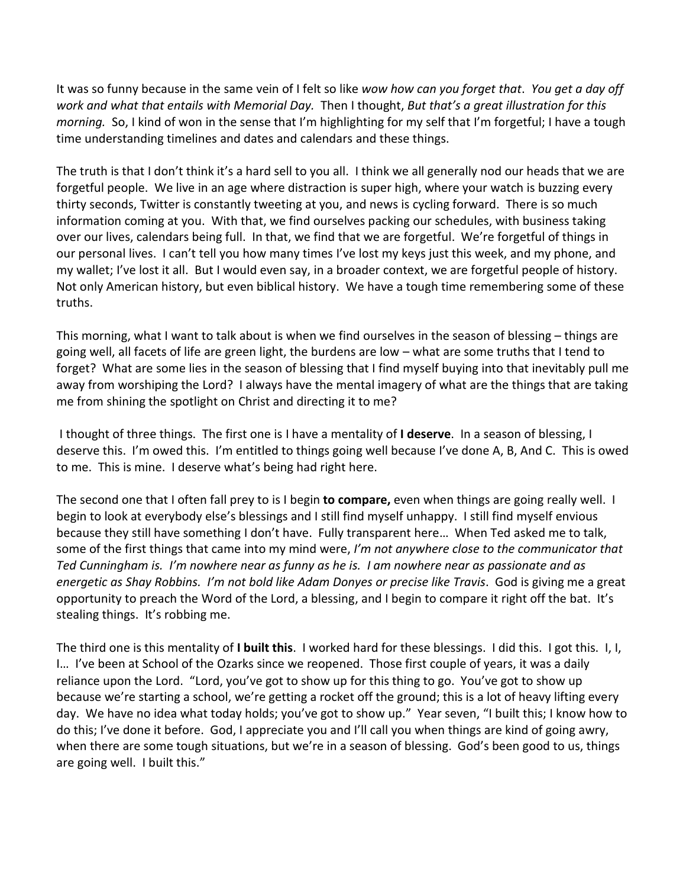It was so funny because in the same vein of I felt so like *wow how can you forget that*. *You get a day off work and what that entails with Memorial Day.* Then I thought, *But that's a great illustration for this morning.* So, I kind of won in the sense that I'm highlighting for my self that I'm forgetful; I have a tough time understanding timelines and dates and calendars and these things.

The truth is that I don't think it's a hard sell to you all. I think we all generally nod our heads that we are forgetful people. We live in an age where distraction is super high, where your watch is buzzing every thirty seconds, Twitter is constantly tweeting at you, and news is cycling forward. There is so much information coming at you. With that, we find ourselves packing our schedules, with business taking over our lives, calendars being full. In that, we find that we are forgetful. We're forgetful of things in our personal lives. I can't tell you how many times I've lost my keys just this week, and my phone, and my wallet; I've lost it all. But I would even say, in a broader context, we are forgetful people of history. Not only American history, but even biblical history. We have a tough time remembering some of these truths.

This morning, what I want to talk about is when we find ourselves in the season of blessing – things are going well, all facets of life are green light, the burdens are low – what are some truths that I tend to forget? What are some lies in the season of blessing that I find myself buying into that inevitably pull me away from worshiping the Lord? I always have the mental imagery of what are the things that are taking me from shining the spotlight on Christ and directing it to me?

I thought of three things. The first one is I have a mentality of **I deserve**. In a season of blessing, I deserve this. I'm owed this. I'm entitled to things going well because I've done A, B, And C. This is owed to me. This is mine. I deserve what's being had right here.

The second one that I often fall prey to is I begin **to compare,** even when things are going really well. I begin to look at everybody else's blessings and I still find myself unhappy. I still find myself envious because they still have something I don't have. Fully transparent here… When Ted asked me to talk, some of the first things that came into my mind were, *I'm not anywhere close to the communicator that Ted Cunningham is. I'm nowhere near as funny as he is. I am nowhere near as passionate and as energetic as Shay Robbins. I'm not bold like Adam Donyes or precise like Travis*. God is giving me a great opportunity to preach the Word of the Lord, a blessing, and I begin to compare it right off the bat. It's stealing things. It's robbing me.

The third one is this mentality of **I built this**. I worked hard for these blessings. I did this. I got this. I, I, I… I've been at School of the Ozarks since we reopened. Those first couple of years, it was a daily reliance upon the Lord. "Lord, you've got to show up for this thing to go. You've got to show up because we're starting a school, we're getting a rocket off the ground; this is a lot of heavy lifting every day. We have no idea what today holds; you've got to show up." Year seven, "I built this; I know how to do this; I've done it before. God, I appreciate you and I'll call you when things are kind of going awry, when there are some tough situations, but we're in a season of blessing. God's been good to us, things are going well. I built this."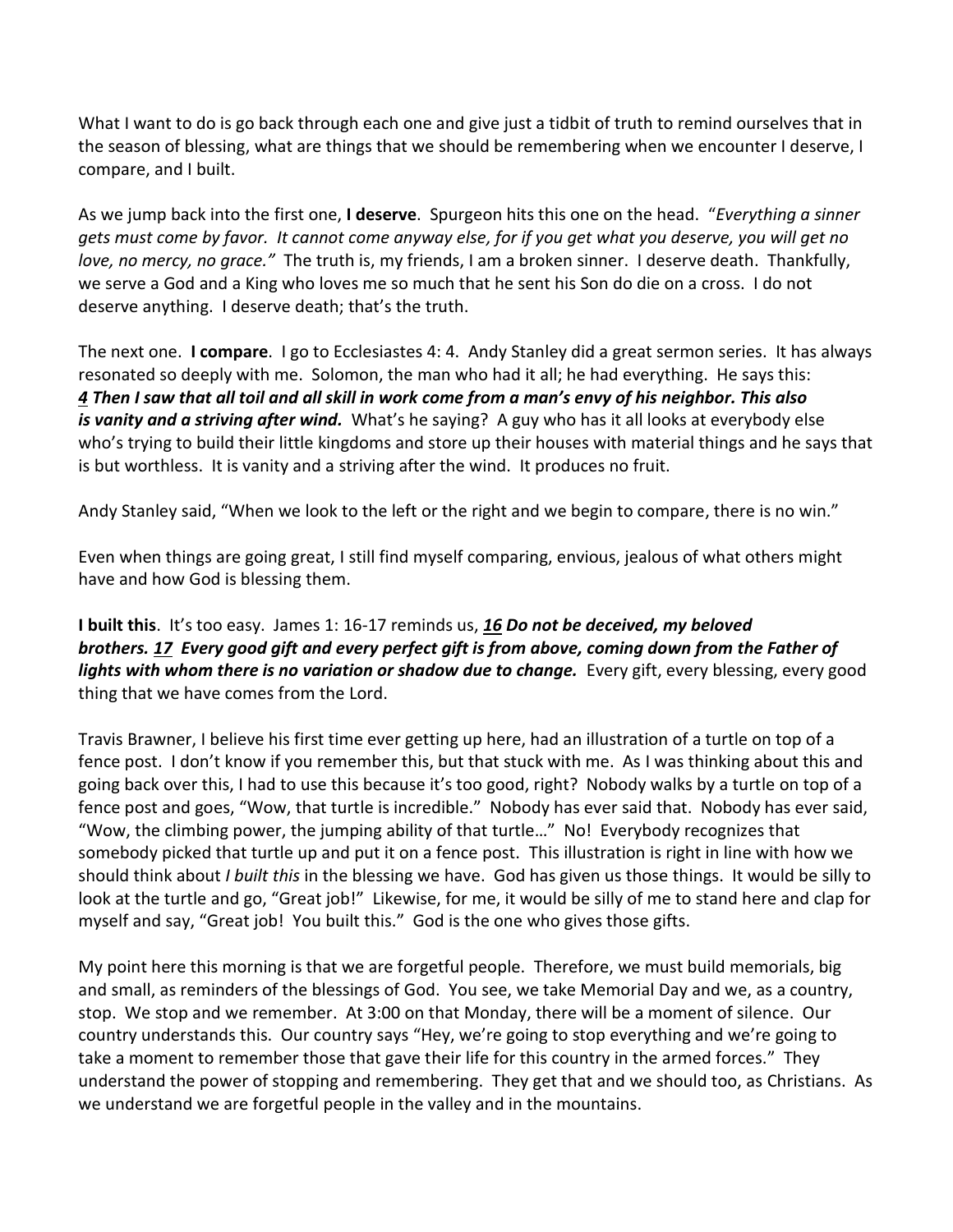What I want to do is go back through each one and give just a tidbit of truth to remind ourselves that in the season of blessing, what are things that we should be remembering when we encounter I deserve, I compare, and I built.

As we jump back into the first one, **I deserve**. Spurgeon hits this one on the head. "*Everything a sinner gets must come by favor. It cannot come anyway else, for if you get what you deserve, you will get no love, no mercy, no grace."* The truth is, my friends, I am a broken sinner. I deserve death. Thankfully, we serve a God and a King who loves me so much that he sent his Son do die on a cross. I do not deserve anything. I deserve death; that's the truth.

The next one. **I compare**. I go to Ecclesiastes 4: 4. Andy Stanley did a great sermon series. It has always resonated so deeply with me. Solomon, the man who had it all; he had everything. He says this: ***4 Then I saw that all toil and all skill in work come from a man's envy of his neighbor. This also is vanity and a striving after wind.*** What's he saying? A guy who has it all looks at everybody else who's trying to build their little kingdoms and store up their houses with material things and he says that is but worthless. It is vanity and a striving after the wind. It produces no fruit.

Andy Stanley said, "When we look to the left or the right and we begin to compare, there is no win."

Even when things are going great, I still find myself comparing, envious, jealous of what others might have and how God is blessing them.

**I built this**. It's too easy. James 1: 16-17 reminds us, ***16 Do not be deceived, my beloved brothers. 17 Every good gift and every perfect gift is from above, coming down from the Father of lights with whom there is no variation or shadow due to change.*** Every gift, every blessing, every good thing that we have comes from the Lord.

Travis Brawner, I believe his first time ever getting up here, had an illustration of a turtle on top of a fence post. I don't know if you remember this, but that stuck with me. As I was thinking about this and going back over this, I had to use this because it's too good, right? Nobody walks by a turtle on top of a fence post and goes, "Wow, that turtle is incredible." Nobody has ever said that. Nobody has ever said, "Wow, the climbing power, the jumping ability of that turtle…" No! Everybody recognizes that somebody picked that turtle up and put it on a fence post. This illustration is right in line with how we should think about *I built this* in the blessing we have. God has given us those things. It would be silly to look at the turtle and go, "Great job!" Likewise, for me, it would be silly of me to stand here and clap for myself and say, "Great job! You built this." God is the one who gives those gifts.

My point here this morning is that we are forgetful people. Therefore, we must build memorials, big and small, as reminders of the blessings of God. You see, we take Memorial Day and we, as a country, stop. We stop and we remember. At 3:00 on that Monday, there will be a moment of silence. Our country understands this. Our country says "Hey, we're going to stop everything and we're going to take a moment to remember those that gave their life for this country in the armed forces." They understand the power of stopping and remembering. They get that and we should too, as Christians. As we understand we are forgetful people in the valley and in the mountains.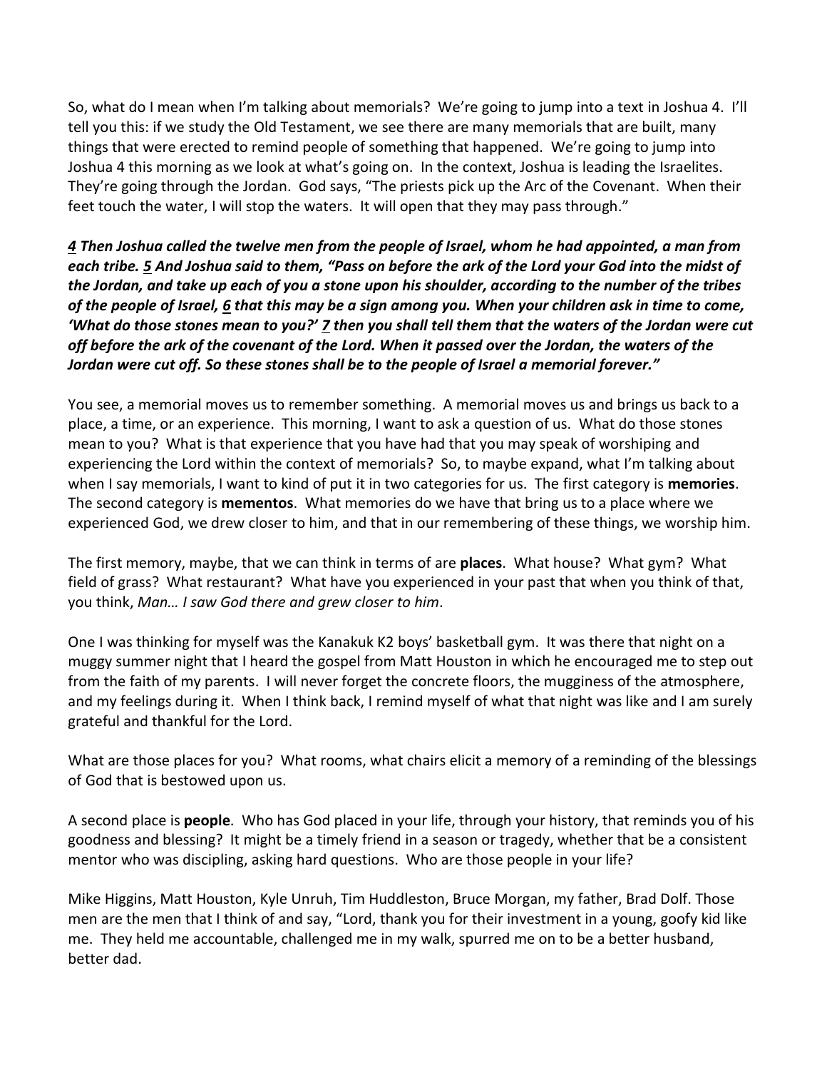So, what do I mean when I'm talking about memorials? We're going to jump into a text in Joshua 4. I'll tell you this: if we study the Old Testament, we see there are many memorials that are built, many things that were erected to remind people of something that happened. We're going to jump into Joshua 4 this morning as we look at what's going on. In the context, Joshua is leading the Israelites. They're going through the Jordan. God says, "The priests pick up the Arc of the Covenant. When their feet touch the water, I will stop the waters. It will open that they may pass through."

***4** Then Joshua called the twelve men from the people of Israel, whom he had appointed, a man from each tribe. **5** And Joshua said to them, "Pass on before the ark of the Lord your God into the midst of the Jordan, and take up each of you a stone upon his shoulder, according to the number of the tribes of the people of Israel, **6** that this may be a sign among you. When your children ask in time to come, 'What do those stones mean to you?' **7** then you shall tell them that the waters of the Jordan were cut off before the ark of the covenant of the Lord. When it passed over the Jordan, the waters of the Jordan were cut off. So these stones shall be to the people of Israel a memorial forever."*

You see, a memorial moves us to remember something. A memorial moves us and brings us back to a place, a time, or an experience. This morning, I want to ask a question of us. What do those stones mean to you? What is that experience that you have had that you may speak of worshiping and experiencing the Lord within the context of memorials? So, to maybe expand, what I'm talking about when I say memorials, I want to kind of put it in two categories for us. The first category is **memories**. The second category is **mementos**. What memories do we have that bring us to a place where we experienced God, we drew closer to him, and that in our remembering of these things, we worship him.

The first memory, maybe, that we can think in terms of are **places**. What house? What gym? What field of grass? What restaurant? What have you experienced in your past that when you think of that, you think, *Man… I saw God there and grew closer to him*.

One I was thinking for myself was the Kanakuk K2 boys' basketball gym. It was there that night on a muggy summer night that I heard the gospel from Matt Houston in which he encouraged me to step out from the faith of my parents. I will never forget the concrete floors, the mugginess of the atmosphere, and my feelings during it. When I think back, I remind myself of what that night was like and I am surely grateful and thankful for the Lord.

What are those places for you? What rooms, what chairs elicit a memory of a reminding of the blessings of God that is bestowed upon us.

A second place is **people**. Who has God placed in your life, through your history, that reminds you of his goodness and blessing? It might be a timely friend in a season or tragedy, whether that be a consistent mentor who was discipling, asking hard questions. Who are those people in your life?

Mike Higgins, Matt Houston, Kyle Unruh, Tim Huddleston, Bruce Morgan, my father, Brad Dolf. Those men are the men that I think of and say, "Lord, thank you for their investment in a young, goofy kid like me. They held me accountable, challenged me in my walk, spurred me on to be a better husband, better dad.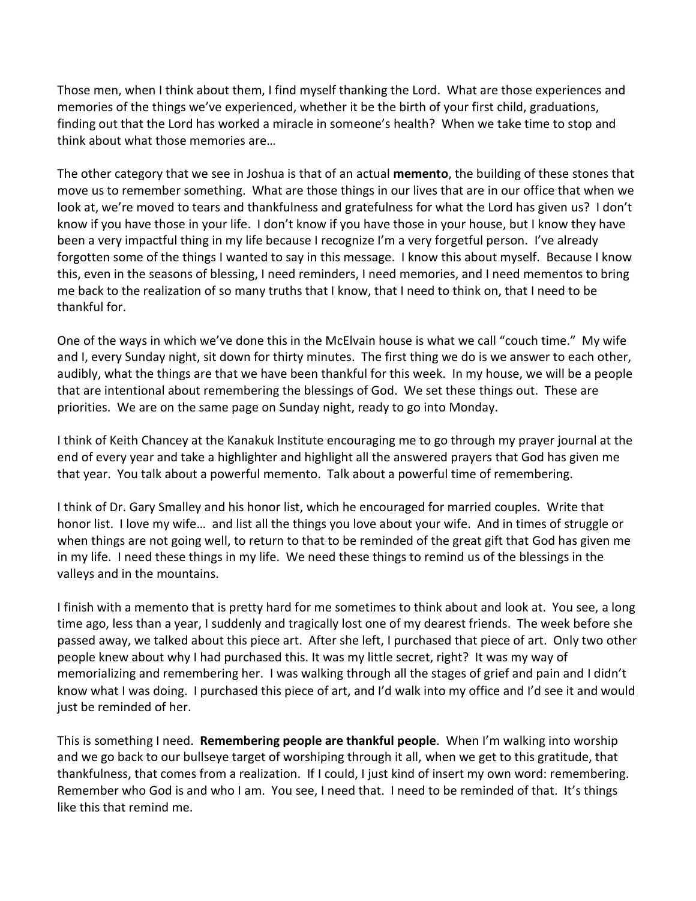Those men, when I think about them, I find myself thanking the Lord. What are those experiences and memories of the things we've experienced, whether it be the birth of your first child, graduations, finding out that the Lord has worked a miracle in someone's health? When we take time to stop and think about what those memories are…

The other category that we see in Joshua is that of an actual **memento**, the building of these stones that move us to remember something. What are those things in our lives that are in our office that when we look at, we're moved to tears and thankfulness and gratefulness for what the Lord has given us? I don't know if you have those in your life. I don't know if you have those in your house, but I know they have been a very impactful thing in my life because I recognize I'm a very forgetful person. I've already forgotten some of the things I wanted to say in this message. I know this about myself. Because I know this, even in the seasons of blessing, I need reminders, I need memories, and I need mementos to bring me back to the realization of so many truths that I know, that I need to think on, that I need to be thankful for.

One of the ways in which we've done this in the McElvain house is what we call "couch time." My wife and I, every Sunday night, sit down for thirty minutes. The first thing we do is we answer to each other, audibly, what the things are that we have been thankful for this week. In my house, we will be a people that are intentional about remembering the blessings of God. We set these things out. These are priorities. We are on the same page on Sunday night, ready to go into Monday.

I think of Keith Chancey at the Kanakuk Institute encouraging me to go through my prayer journal at the end of every year and take a highlighter and highlight all the answered prayers that God has given me that year. You talk about a powerful memento. Talk about a powerful time of remembering.

I think of Dr. Gary Smalley and his honor list, which he encouraged for married couples. Write that honor list. I love my wife… and list all the things you love about your wife. And in times of struggle or when things are not going well, to return to that to be reminded of the great gift that God has given me in my life. I need these things in my life. We need these things to remind us of the blessings in the valleys and in the mountains.

I finish with a memento that is pretty hard for me sometimes to think about and look at. You see, a long time ago, less than a year, I suddenly and tragically lost one of my dearest friends. The week before she passed away, we talked about this piece art. After she left, I purchased that piece of art. Only two other people knew about why I had purchased this. It was my little secret, right? It was my way of memorializing and remembering her. I was walking through all the stages of grief and pain and I didn't know what I was doing. I purchased this piece of art, and I'd walk into my office and I'd see it and would just be reminded of her.

This is something I need. **Remembering people are thankful people**. When I'm walking into worship and we go back to our bullseye target of worshiping through it all, when we get to this gratitude, that thankfulness, that comes from a realization. If I could, I just kind of insert my own word: remembering. Remember who God is and who I am. You see, I need that. I need to be reminded of that. It's things like this that remind me.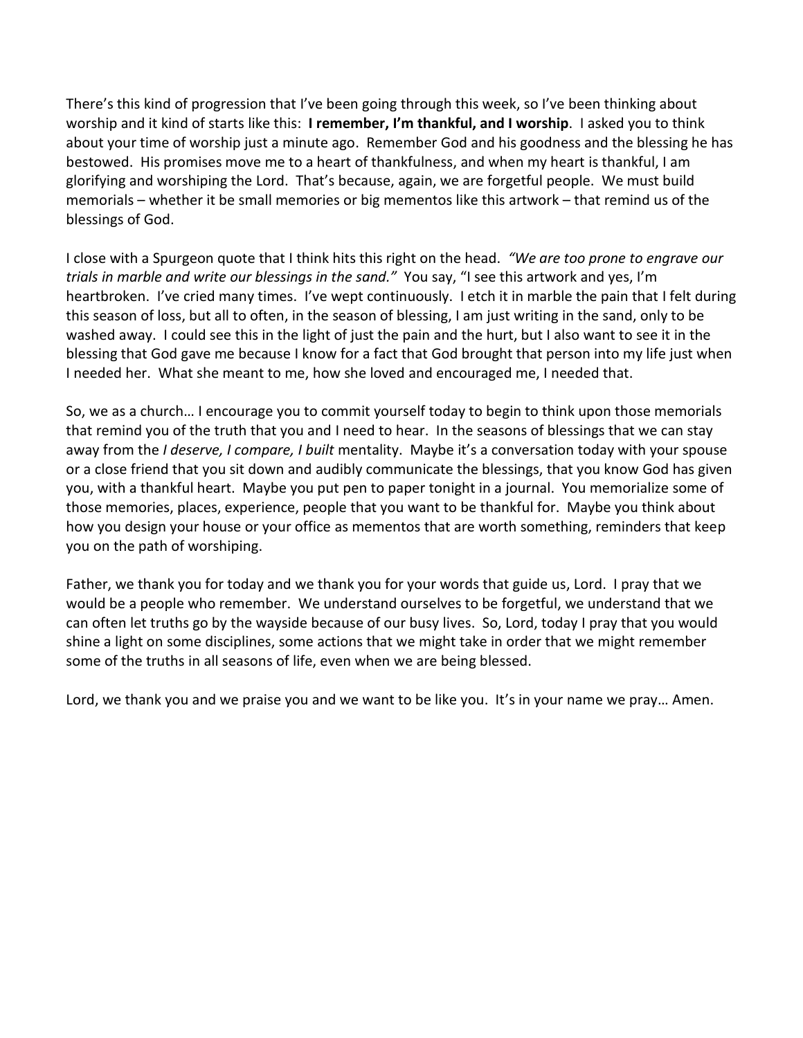There's this kind of progression that I've been going through this week, so I've been thinking about worship and it kind of starts like this: **I remember, I'm thankful, and I worship**. I asked you to think about your time of worship just a minute ago. Remember God and his goodness and the blessing he has bestowed. His promises move me to a heart of thankfulness, and when my heart is thankful, I am glorifying and worshiping the Lord. That's because, again, we are forgetful people. We must build memorials – whether it be small memories or big mementos like this artwork – that remind us of the blessings of God.

I close with a Spurgeon quote that I think hits this right on the head. *"We are too prone to engrave our trials in marble and write our blessings in the sand."* You say, "I see this artwork and yes, I'm heartbroken. I've cried many times. I've wept continuously. I etch it in marble the pain that I felt during this season of loss, but all to often, in the season of blessing, I am just writing in the sand, only to be washed away. I could see this in the light of just the pain and the hurt, but I also want to see it in the blessing that God gave me because I know for a fact that God brought that person into my life just when I needed her. What she meant to me, how she loved and encouraged me, I needed that.

So, we as a church… I encourage you to commit yourself today to begin to think upon those memorials that remind you of the truth that you and I need to hear. In the seasons of blessings that we can stay away from the *I deserve, I compare, I built* mentality. Maybe it's a conversation today with your spouse or a close friend that you sit down and audibly communicate the blessings, that you know God has given you, with a thankful heart. Maybe you put pen to paper tonight in a journal. You memorialize some of those memories, places, experience, people that you want to be thankful for. Maybe you think about how you design your house or your office as mementos that are worth something, reminders that keep you on the path of worshiping.

Father, we thank you for today and we thank you for your words that guide us, Lord. I pray that we would be a people who remember. We understand ourselves to be forgetful, we understand that we can often let truths go by the wayside because of our busy lives. So, Lord, today I pray that you would shine a light on some disciplines, some actions that we might take in order that we might remember some of the truths in all seasons of life, even when we are being blessed.

Lord, we thank you and we praise you and we want to be like you. It's in your name we pray… Amen.